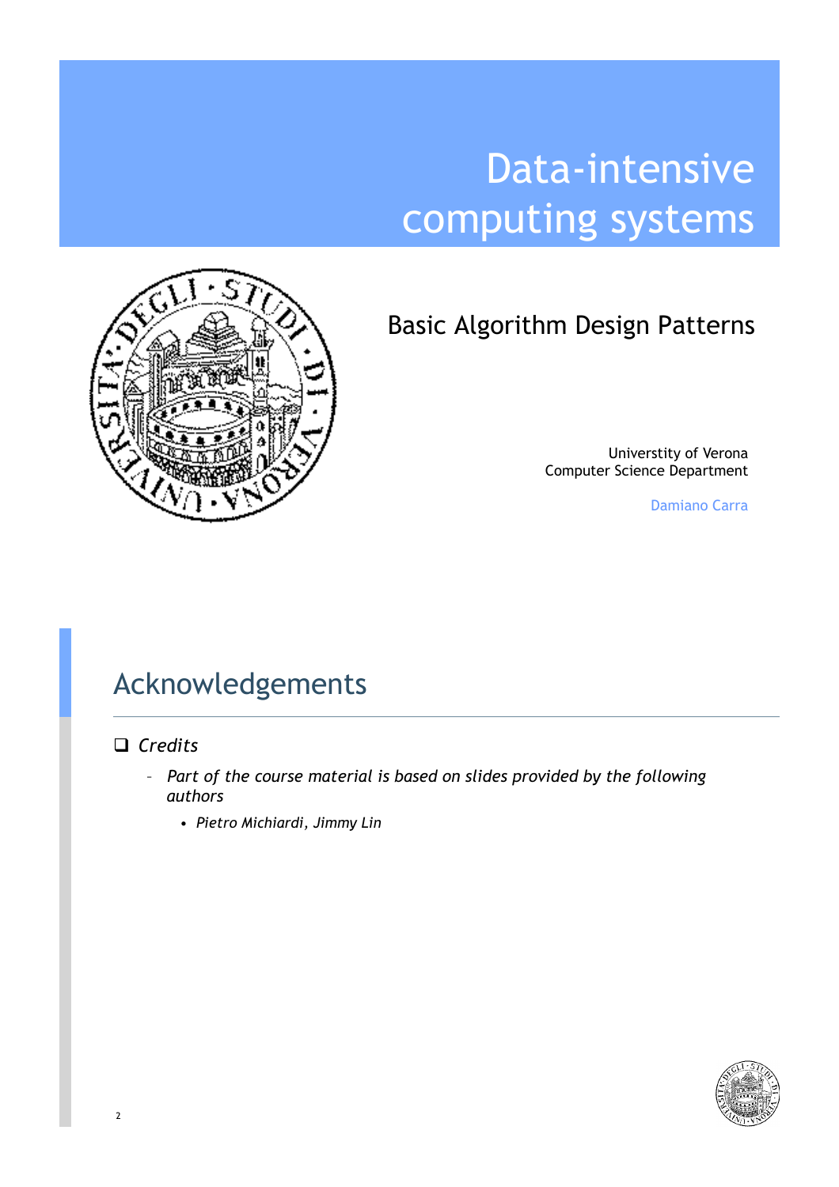# Data-intensive computing systems

## Basic Algorithm Design Patterns

Universtity of Verona
Computer Science Department

Damiano Carra

## Acknowledgements

- *Credits*
  - *Part of the course material is based on slides provided by the following authors*
    - *Pietro Michiardi, Jimmy Lin*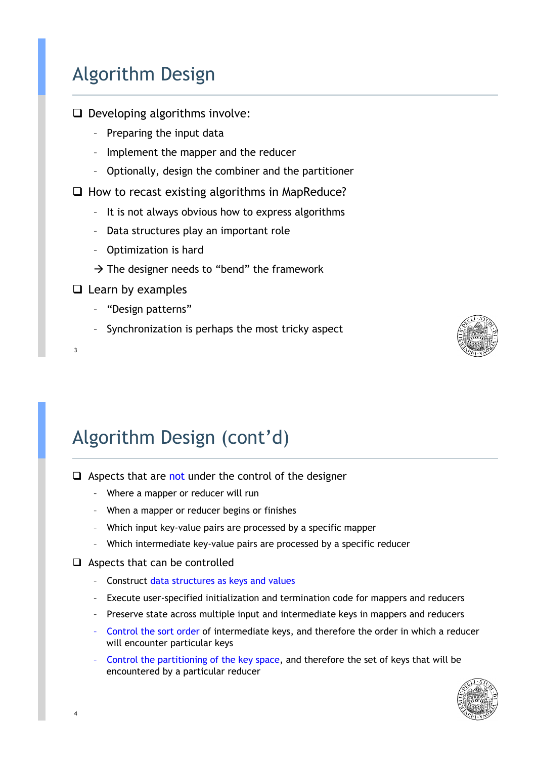# Algorithm Design

- Developing algorithms involve:
  - Preparing the input data
  - Implement the mapper and the reducer
  - Optionally, design the combiner and the partitioner
- How to recast existing algorithms in MapReduce?
  - It is not always obvious how to express algorithms
  - Data structures play an important role
  - Optimization is hard

  → The designer needs to "bend" the framework
- Learn by examples
  - "Design patterns"
  - Synchronization is perhaps the most tricky aspect

# Algorithm Design (cont'd)

- Aspects that are not under the control of the designer
  - Where a mapper or reducer will run
  - When a mapper or reducer begins or finishes
  - Which input key-value pairs are processed by a specific mapper
  - Which intermediate key-value pairs are processed by a specific reducer
- Aspects that can be controlled
  - Construct data structures as keys and values
  - Execute user-specified initialization and termination code for mappers and reducers
  - Preserve state across multiple input and intermediate keys in mappers and reducers
  - Control the sort order of intermediate keys, and therefore the order in which a reducer will encounter particular keys
  - Control the partitioning of the key space, and therefore the set of keys that will be encountered by a particular reducer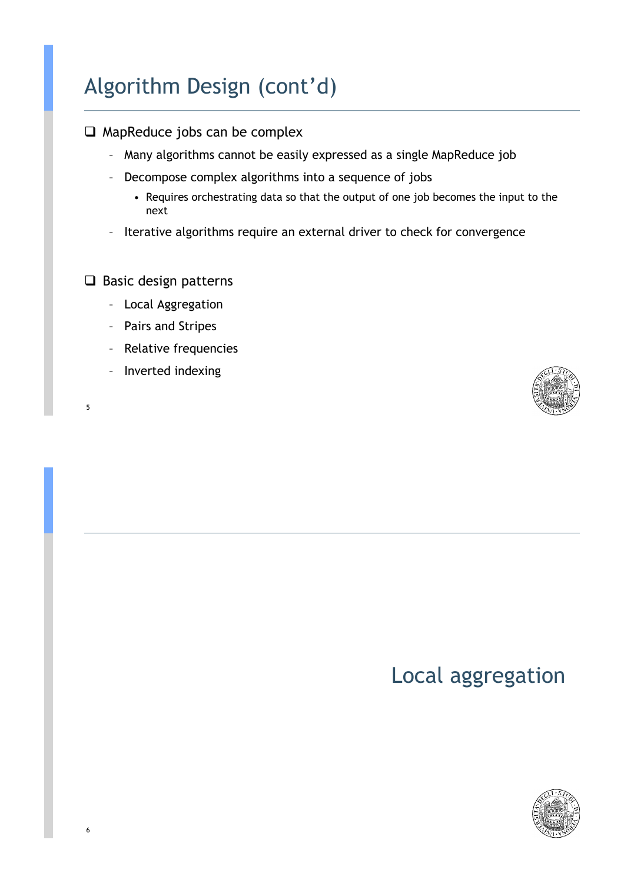## Algorithm Design (cont'd)

- MapReduce jobs can be complex
  - Many algorithms cannot be easily expressed as a single MapReduce job
  - Decompose complex algorithms into a sequence of jobs
    - Requires orchestrating data so that the output of one job becomes the input to the next
  - Iterative algorithms require an external driver to check for convergence

- Basic design patterns
  - Local Aggregation
  - Pairs and Stripes
  - Relative frequencies
  - Inverted indexing

## Local aggregation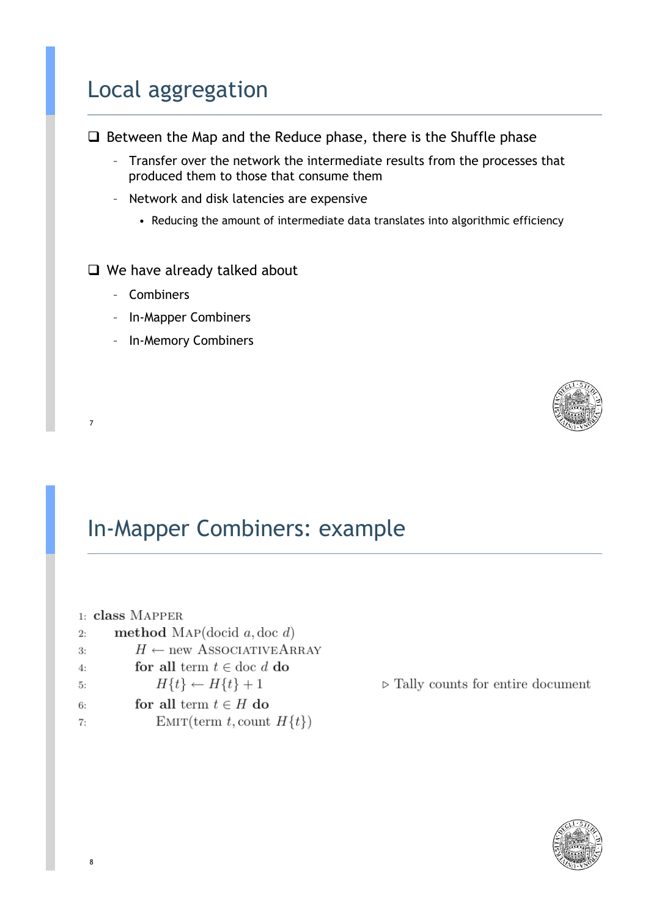# Local aggregation

- Between the Map and the Reduce phase, there is the Shuffle phase
  - Transfer over the network the intermediate results from the processes that produced them to those that consume them
  - Network and disk latencies are expensive
    - Reducing the amount of intermediate data translates into algorithmic efficiency

- We have already talked about
  - Combiners
  - In-Mapper Combiners
  - In-Memory Combiners

# In-Mapper Combiners: example

```
1: class Mapper
2:     method Map(docid a, doc d)
3:         H ← new AssociativeArray
4:         for all term t ∈ doc d do
5:             H{t} ← H{t} + 1                    ▷ Tally counts for entire document
6:         for all term t ∈ H do
7:             Emit(term t, count H{t})
```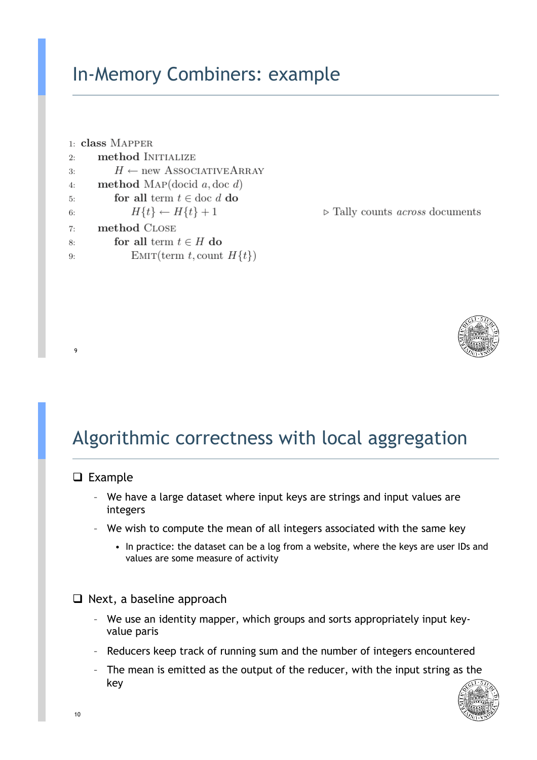# In-Memory Combiners: example

```
1: class Mapper
2:     method Initialize
3:         H ← new AssociativeArray
4:     method Map(docid a, doc d)
5:         for all term t ∈ doc d do
6:             H{t} ← H{t} + 1                    ▷ Tally counts across documents
7:     method Close
8:         for all term t ∈ H do
9:             Emit(term t, count H{t})
```

# Algorithmic correctness with local aggregation

- Example
  - We have a large dataset where input keys are strings and input values are integers
  - We wish to compute the mean of all integers associated with the same key
    - In practice: the dataset can be a log from a website, where the keys are user IDs and values are some measure of activity

- Next, a baseline approach
  - We use an identity mapper, which groups and sorts appropriately input key-value paris
  - Reducers keep track of running sum and the number of integers encountered
  - The mean is emitted as the output of the reducer, with the input string as the key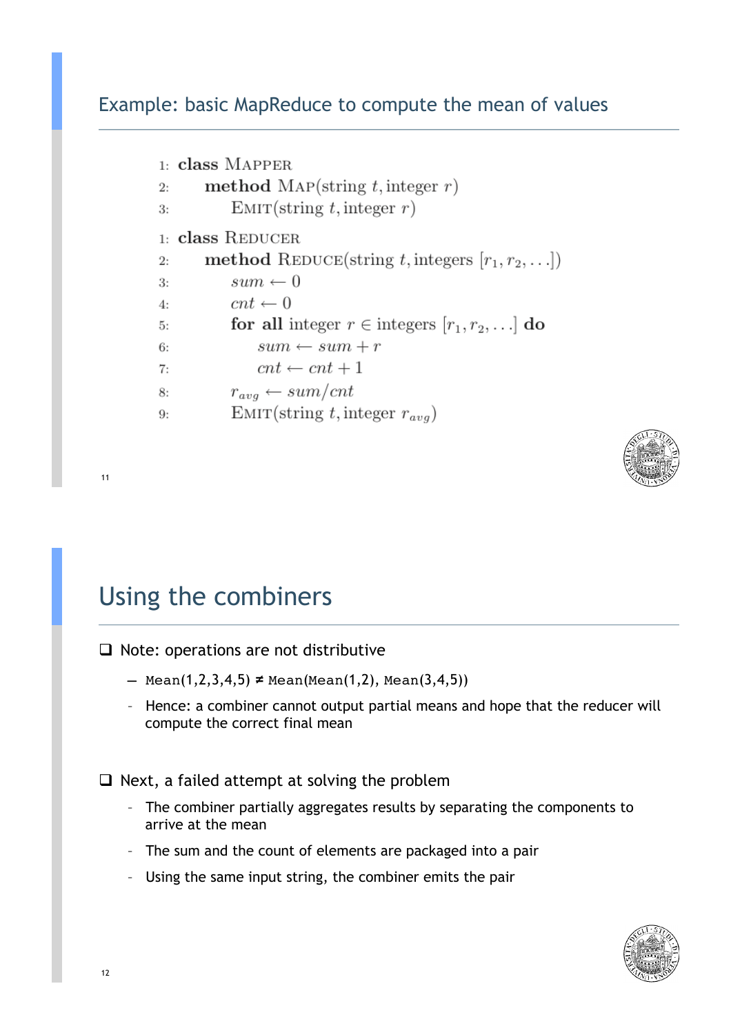## Example: basic MapReduce to compute the mean of values

```
1: class Mapper
2:     method Map(string t, integer r)
3:         Emit(string t, integer r)

1: class Reducer
2:     method Reduce(string t, integers [r1, r2, ...])
3:         sum ← 0
4:         cnt ← 0
5:         for all integer r ∈ integers [r1, r2, ...] do
6:             sum ← sum + r
7:             cnt ← cnt + 1
8:         r_avg ← sum/cnt
9:         Emit(string t, integer r_avg)
```

## Using the combiners

- Note: operations are not distributive
  - `Mean(1,2,3,4,5)` ≠ `Mean(Mean(1,2), Mean(3,4,5))`
  - Hence: a combiner cannot output partial means and hope that the reducer will compute the correct final mean
- Next, a failed attempt at solving the problem
  - The combiner partially aggregates results by separating the components to arrive at the mean
  - The sum and the count of elements are packaged into a pair
  - Using the same input string, the combiner emits the pair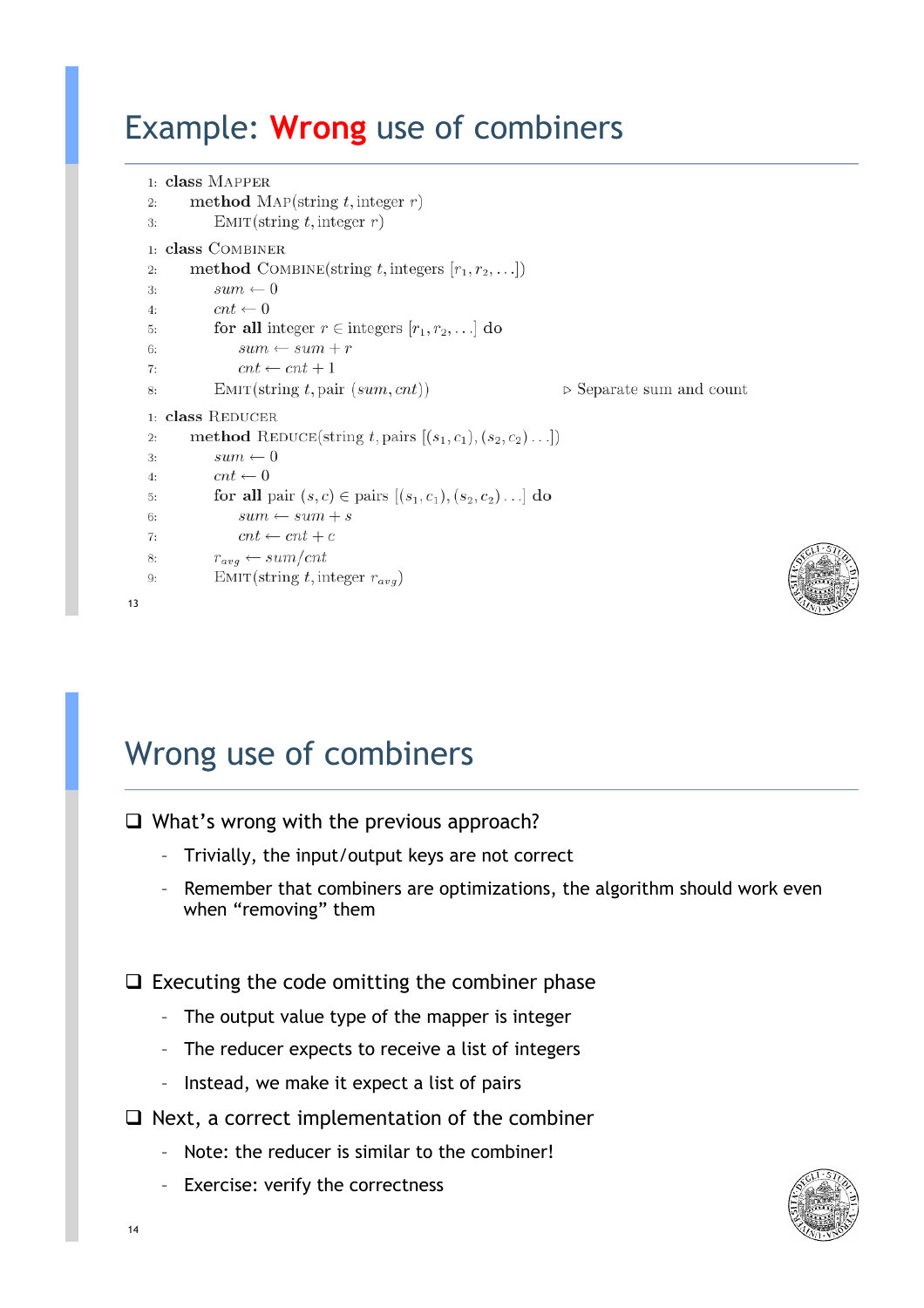# Example: Wrong use of combiners

```
1: class Mapper
2:     method Map(string t, integer r)
3:         Emit(string t, integer r)

1: class Combiner
2:     method Combine(string t, integers [r1, r2, ...])
3:         sum ← 0
4:         cnt ← 0
5:         for all integer r ∈ integers [r1, r2, ...] do
6:             sum ← sum + r
7:             cnt ← cnt + 1
8:         Emit(string t, pair (sum, cnt))                ▷ Separate sum and count

1: class Reducer
2:     method Reduce(string t, pairs [(s1, c1), (s2, c2) ...])
3:         sum ← 0
4:         cnt ← 0
5:         for all pair (s, c) ∈ pairs [(s1, c1), (s2, c2) ...] do
6:             sum ← sum + s
7:             cnt ← cnt + c
8:         r_avg ← sum/cnt
9:         Emit(string t, integer r_avg)
```

# Wrong use of combiners

- What's wrong with the previous approach?
  - Trivially, the input/output keys are not correct
  - Remember that combiners are optimizations, the algorithm should work even when "removing" them
- Executing the code omitting the combiner phase
  - The output value type of the mapper is integer
  - The reducer expects to receive a list of integers
  - Instead, we make it expect a list of pairs
- Next, a correct implementation of the combiner
  - Note: the reducer is similar to the combiner!
  - Exercise: verify the correctness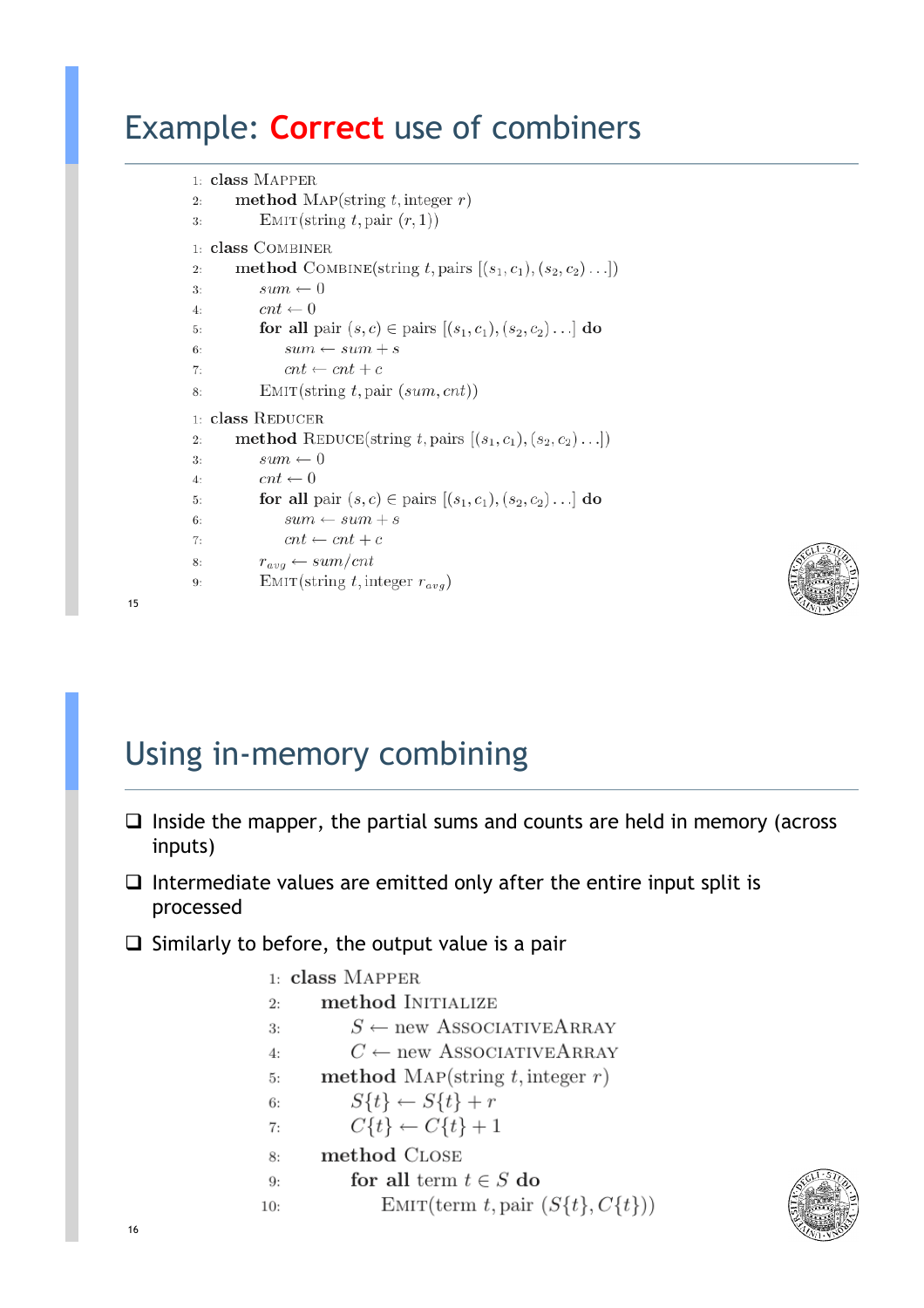# Example: Correct use of combiners

```
1: class Mapper
2:     method Map(string t, integer r)
3:         Emit(string t, pair (r, 1))

1: class Combiner
2:     method Combine(string t, pairs [(s1, c1), (s2, c2) ...])
3:         sum ← 0
4:         cnt ← 0
5:         for all pair (s, c) ∈ pairs [(s1, c1), (s2, c2) ...] do
6:             sum ← sum + s
7:             cnt ← cnt + c
8:         Emit(string t, pair (sum, cnt))

1: class Reducer
2:     method Reduce(string t, pairs [(s1, c1), (s2, c2) ...])
3:         sum ← 0
4:         cnt ← 0
5:         for all pair (s, c) ∈ pairs [(s1, c1), (s2, c2) ...] do
6:             sum ← sum + s
7:             cnt ← cnt + c
8:         r_avg ← sum/cnt
9:         Emit(string t, integer r_avg)
```

# Using in-memory combining

- Inside the mapper, the partial sums and counts are held in memory (across inputs)
- Intermediate values are emitted only after the entire input split is processed
- Similarly to before, the output value is a pair

```
1: class Mapper
2:     method Initialize
3:         S ← new AssociativeArray
4:         C ← new AssociativeArray
5:     method Map(string t, integer r)
6:         S{t} ← S{t} + r
7:         C{t} ← C{t} + 1
8:     method Close
9:         for all term t ∈ S do
10:            Emit(term t, pair (S{t}, C{t}))
```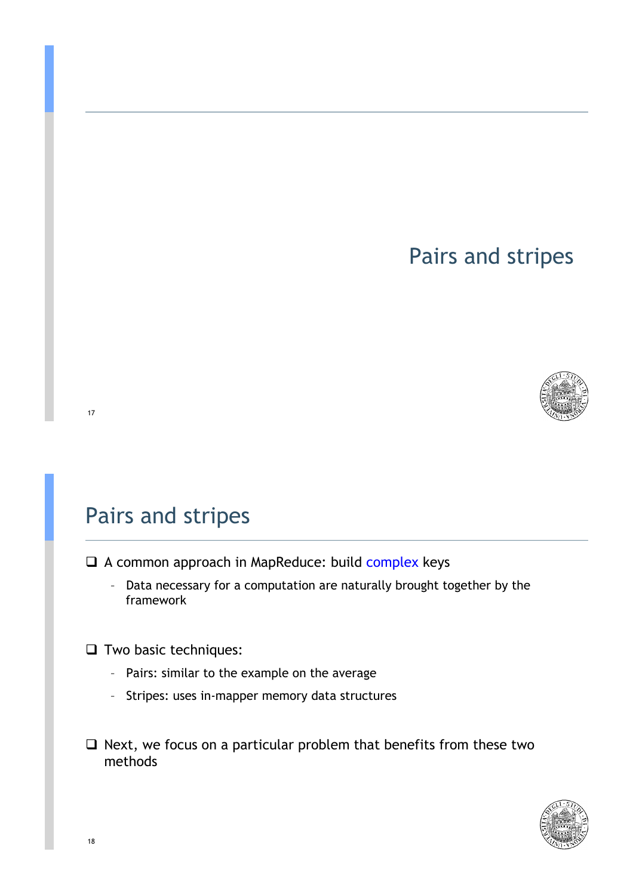# Pairs and stripes

## Pairs and stripes

- A common approach in MapReduce: build complex keys
  - Data necessary for a computation are naturally brought together by the framework
- Two basic techniques:
  - Pairs: similar to the example on the average
  - Stripes: uses in-mapper memory data structures
- Next, we focus on a particular problem that benefits from these two methods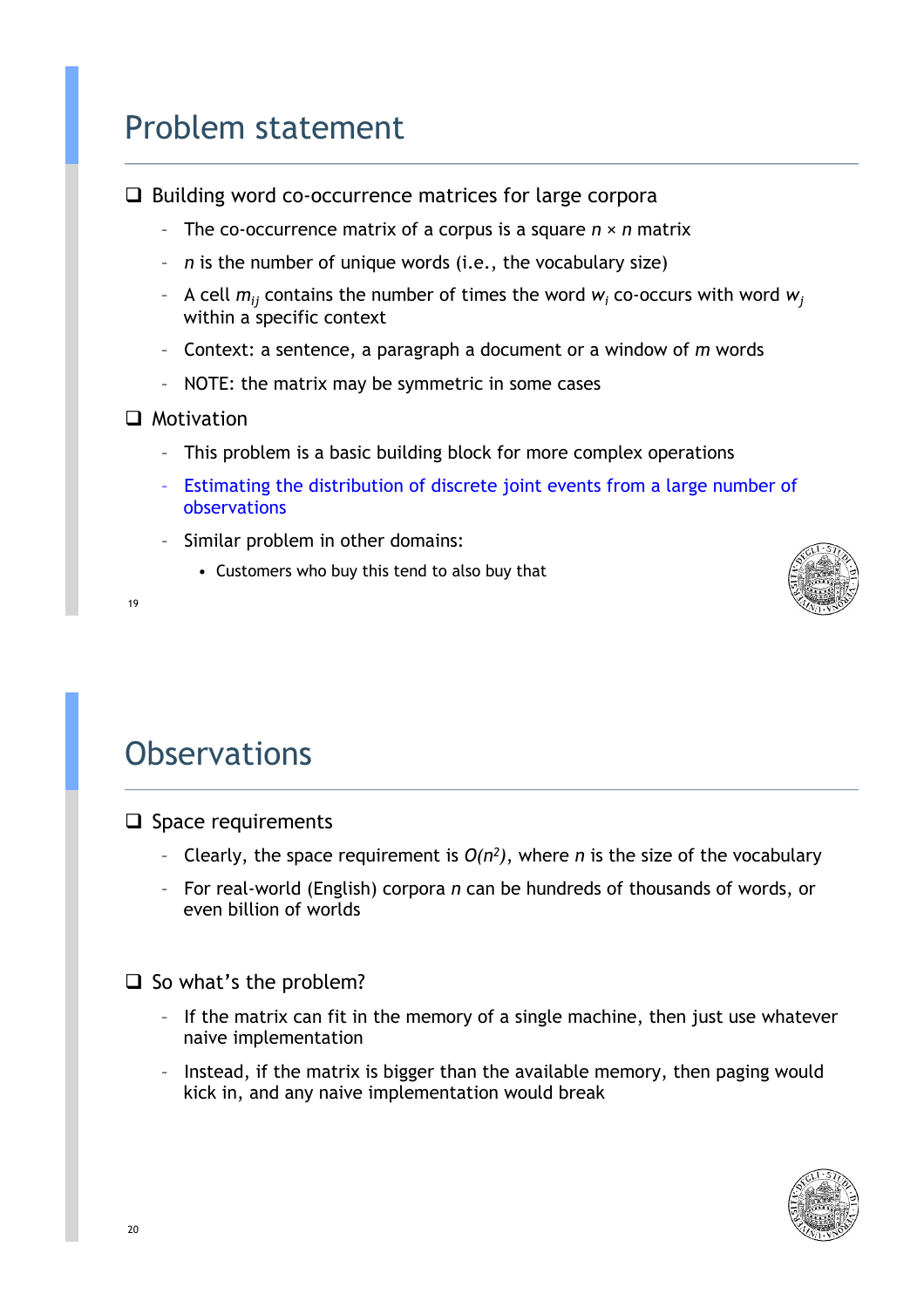# Problem statement

- Building word co-occurrence matrices for large corpora
  - The co-occurrence matrix of a corpus is a square $n \times n$ matrix
  - $n$ is the number of unique words (i.e., the vocabulary size)
  - A cell $m_{ij}$ contains the number of times the word $w_i$ co-occurs with word $w_j$ within a specific context
  - Context: a sentence, a paragraph a document or a window of $m$ words
  - NOTE: the matrix may be symmetric in some cases
- Motivation
  - This problem is a basic building block for more complex operations
  - Estimating the distribution of discrete joint events from a large number of observations
  - Similar problem in other domains:
    - Customers who buy this tend to also buy that

# Observations

- Space requirements
  - Clearly, the space requirement is $O(n^2)$, where $n$ is the size of the vocabulary
  - For real-world (English) corpora $n$ can be hundreds of thousands of words, or even billion of worlds
- So what's the problem?
  - If the matrix can fit in the memory of a single machine, then just use whatever naive implementation
  - Instead, if the matrix is bigger than the available memory, then paging would kick in, and any naive implementation would break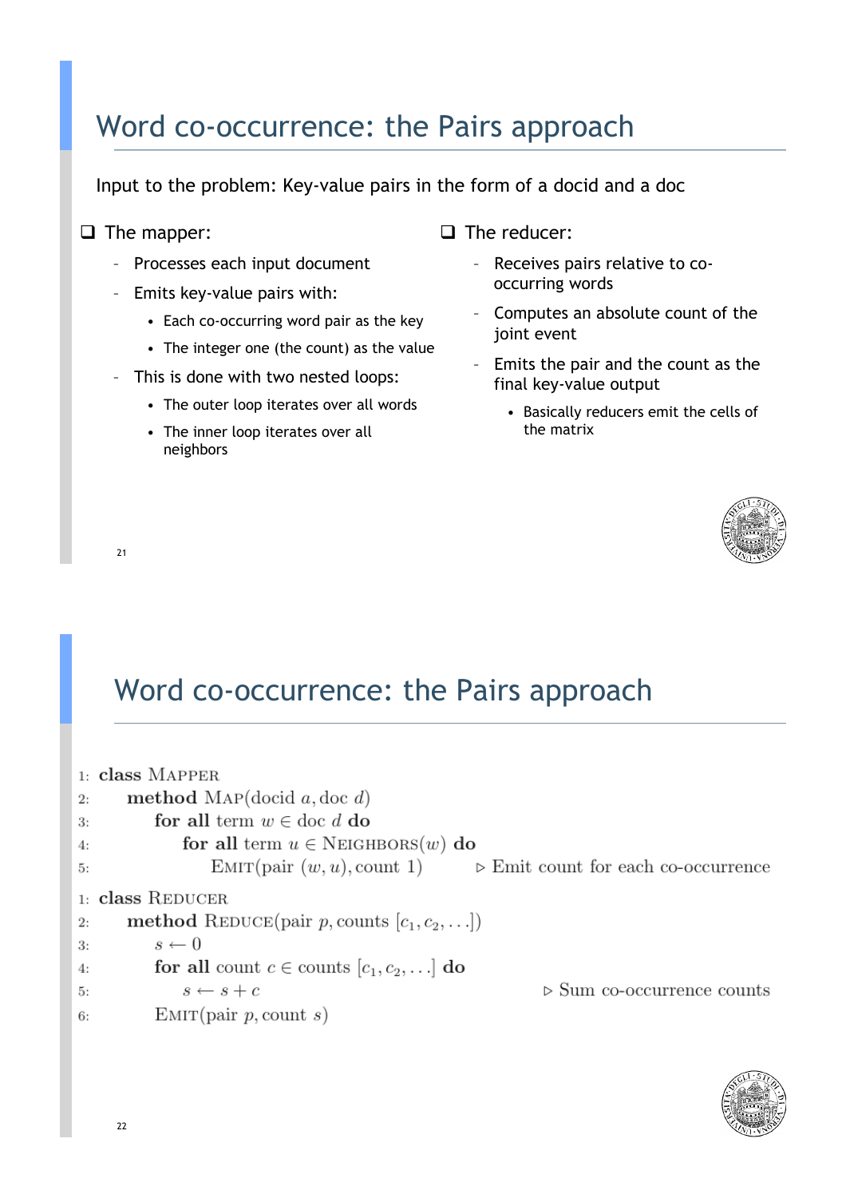# Word co-occurrence: the Pairs approach

Input to the problem: Key-value pairs in the form of a docid and a doc

- The mapper:
  - Processes each input document
  - Emits key-value pairs with:
    - Each co-occurring word pair as the key
    - The integer one (the count) as the value
  - This is done with two nested loops:
    - The outer loop iterates over all words
    - The inner loop iterates over all neighbors

- The reducer:
  - Receives pairs relative to co-occurring words
  - Computes an absolute count of the joint event
  - Emits the pair and the count as the final key-value output
    - Basically reducers emit the cells of the matrix

# Word co-occurrence: the Pairs approach

```
1: class Mapper
2:     method Map(docid a, doc d)
3:         for all term w ∈ doc d do
4:             for all term u ∈ Neighbors(w) do
5:                 Emit(pair (w, u), count 1)        ▷ Emit count for each co-occurrence

1: class Reducer
2:     method Reduce(pair p, counts [c1, c2, ...])
3:         s ← 0
4:         for all count c ∈ counts [c1, c2, ...] do
5:             s ← s + c                             ▷ Sum co-occurrence counts
6:         Emit(pair p, count s)
```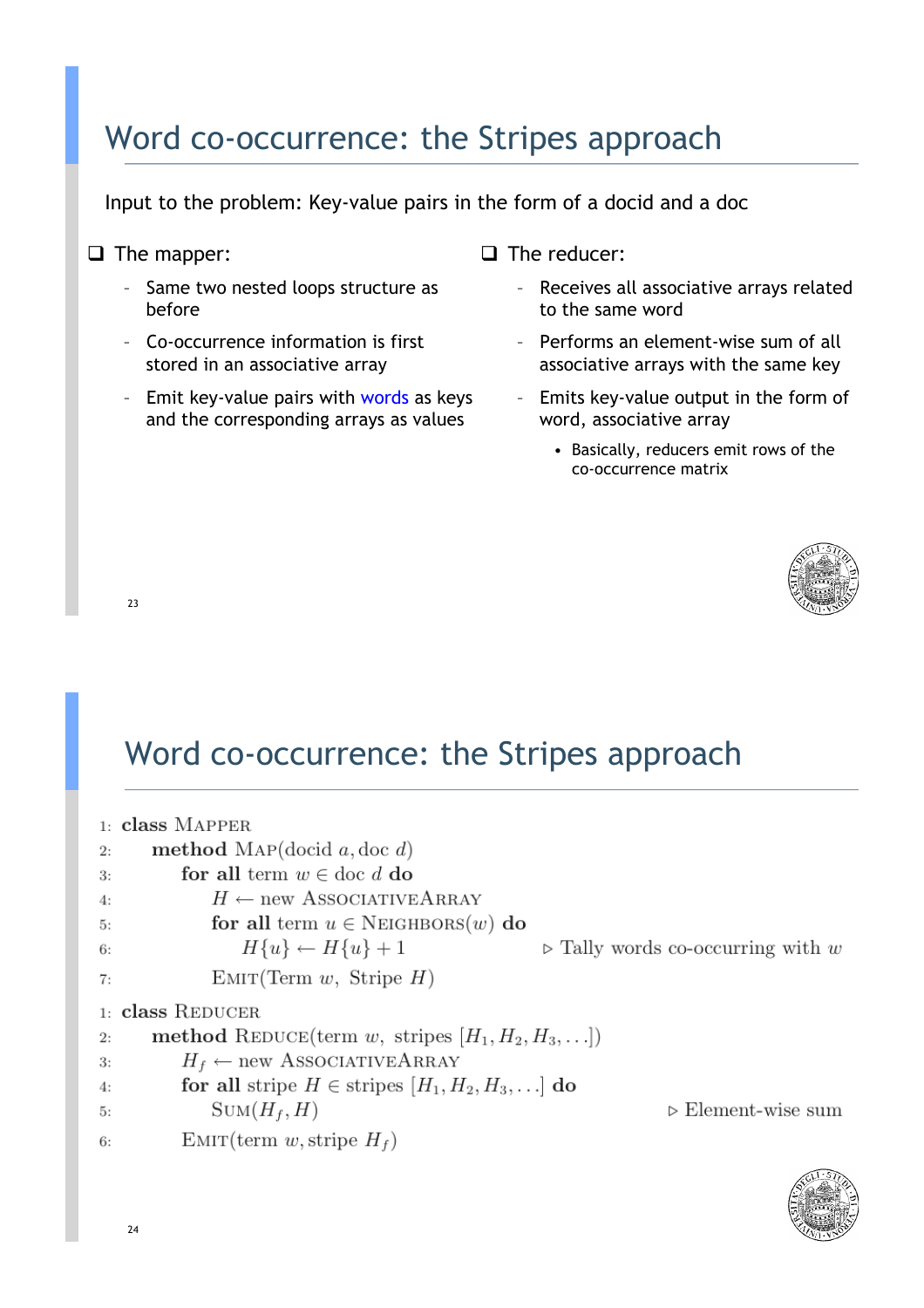# Word co-occurrence: the Stripes approach

Input to the problem: Key-value pairs in the form of a docid and a doc

- The mapper:
  - Same two nested loops structure as before
  - Co-occurrence information is first stored in an associative array
  - Emit key-value pairs with words as keys and the corresponding arrays as values

- The reducer:
  - Receives all associative arrays related to the same word
  - Performs an element-wise sum of all associative arrays with the same key
  - Emits key-value output in the form of word, associative array
    - Basically, reducers emit rows of the co-occurrence matrix

# Word co-occurrence: the Stripes approach

```
1: class Mapper
2:     method Map(docid a, doc d)
3:         for all term w ∈ doc d do
4:             H ← new AssociativeArray
5:             for all term u ∈ Neighbors(w) do
6:                 H{u} ← H{u} + 1                ▷ Tally words co-occurring with w
7:             Emit(Term w, Stripe H)
```

```
1: class Reducer
2:     method Reduce(term w, stripes [H1, H2, H3, ...])
3:         Hf ← new AssociativeArray
4:         for all stripe H ∈ stripes [H1, H2, H3, ...] do
5:             Sum(Hf, H)                          ▷ Element-wise sum
6:         Emit(term w, stripe Hf)
```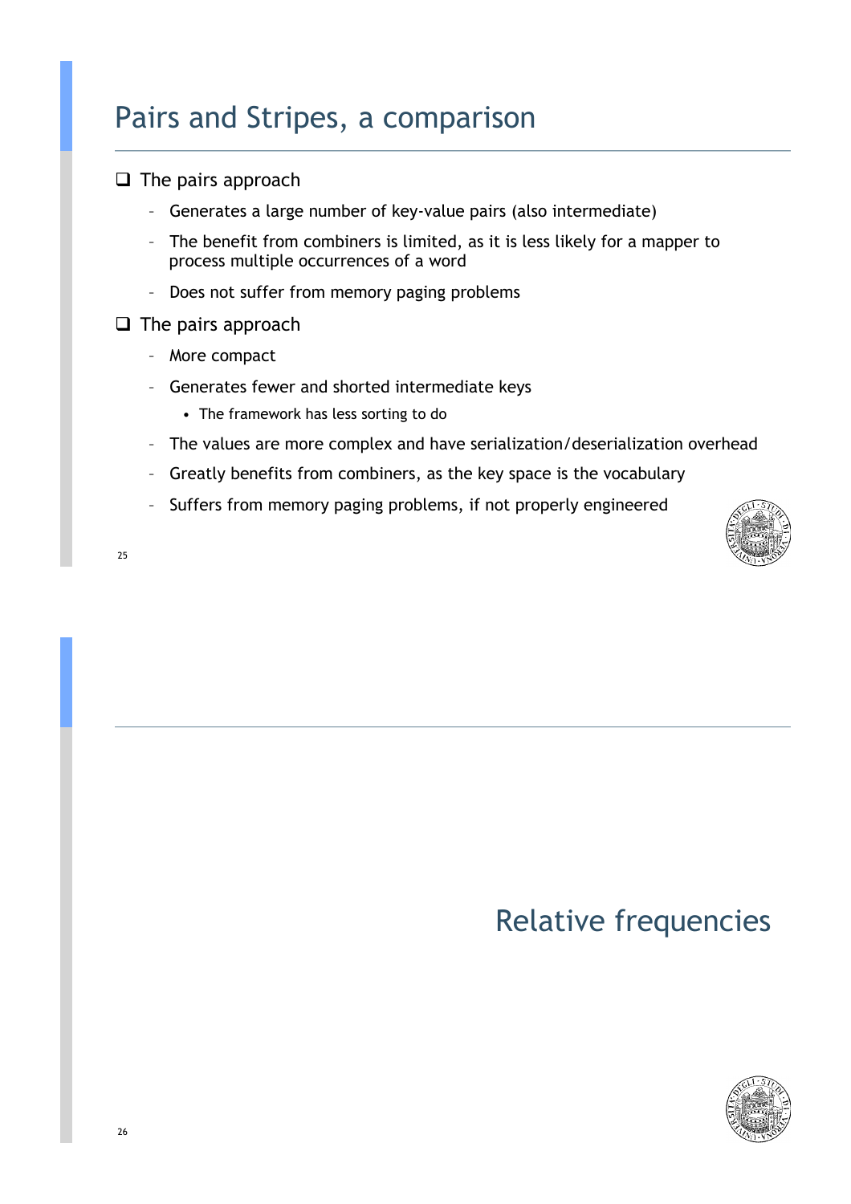## Pairs and Stripes, a comparison

- The pairs approach
  - Generates a large number of key-value pairs (also intermediate)
  - The benefit from combiners is limited, as it is less likely for a mapper to process multiple occurrences of a word
  - Does not suffer from memory paging problems
- The pairs approach
  - More compact
  - Generates fewer and shorted intermediate keys
    - The framework has less sorting to do
  - The values are more complex and have serialization/deserialization overhead
  - Greatly benefits from combiners, as the key space is the vocabulary
  - Suffers from memory paging problems, if not properly engineered

## Relative frequencies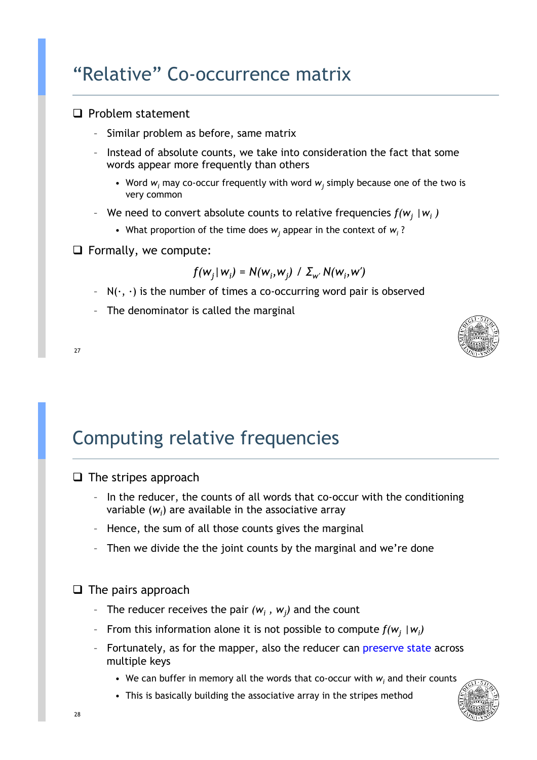# "Relative" Co-occurrence matrix

- Problem statement
  - Similar problem as before, same matrix
  - Instead of absolute counts, we take into consideration the fact that some words appear more frequently than others
    - Word $w_i$ may co-occur frequently with word $w_j$ simply because one of the two is very common
  - We need to convert absolute counts to relative frequencies $f(w_j \mid w_i)$
    - What proportion of the time does $w_j$ appear in the context of $w_i$ ?
- Formally, we compute:

$$f(w_j \mid w_i) = N(w_i, w_j) \; / \; \Sigma_{w'} N(w_i, w')$$

  - $N(\cdot, \cdot)$ is the number of times a co-occurring word pair is observed
  - The denominator is called the marginal

# Computing relative frequencies

- The stripes approach
  - In the reducer, the counts of all words that co-occur with the conditioning variable ($w_i$) are available in the associative array
  - Hence, the sum of all those counts gives the marginal
  - Then we divide the the joint counts by the marginal and we're done
- The pairs approach
  - The reducer receives the pair $(w_i, w_j)$ and the count
  - From this information alone it is not possible to compute $f(w_j \mid w_i)$
  - Fortunately, as for the mapper, also the reducer can preserve state across multiple keys
    - We can buffer in memory all the words that co-occur with $w_i$ and their counts
    - This is basically building the associative array in the stripes method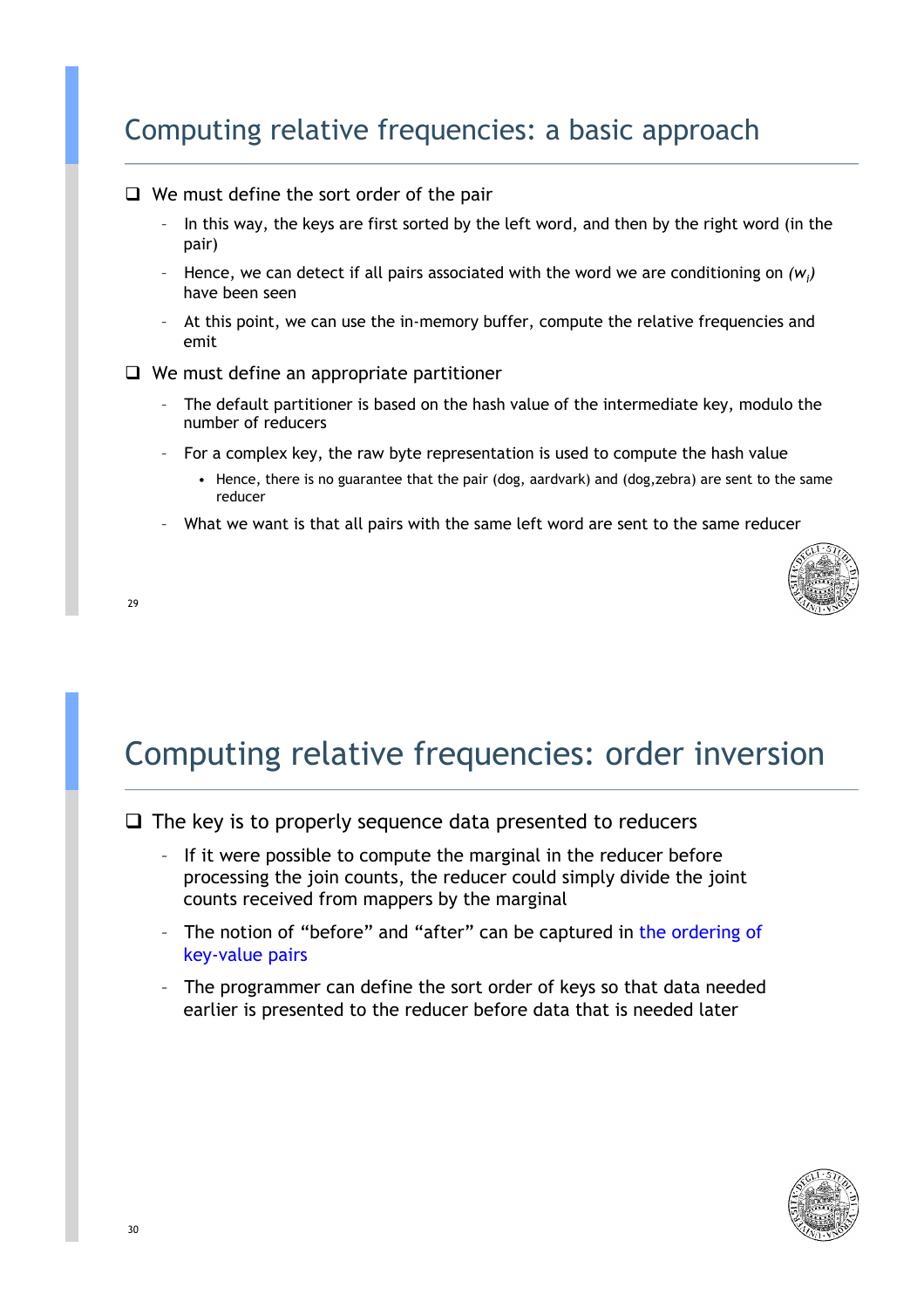## Computing relative frequencies: a basic approach

- We must define the sort order of the pair
  - In this way, the keys are first sorted by the left word, and then by the right word (in the pair)
  - Hence, we can detect if all pairs associated with the word we are conditioning on $(w_i)$ have been seen
  - At this point, we can use the in-memory buffer, compute the relative frequencies and emit
- We must define an appropriate partitioner
  - The default partitioner is based on the hash value of the intermediate key, modulo the number of reducers
  - For a complex key, the raw byte representation is used to compute the hash value
    - Hence, there is no guarantee that the pair (dog, aardvark) and (dog,zebra) are sent to the same reducer
  - What we want is that all pairs with the same left word are sent to the same reducer

## Computing relative frequencies: order inversion

- The key is to properly sequence data presented to reducers
  - If it were possible to compute the marginal in the reducer before processing the join counts, the reducer could simply divide the joint counts received from mappers by the marginal
  - The notion of "before" and "after" can be captured in the ordering of key-value pairs
  - The programmer can define the sort order of keys so that data needed earlier is presented to the reducer before data that is needed later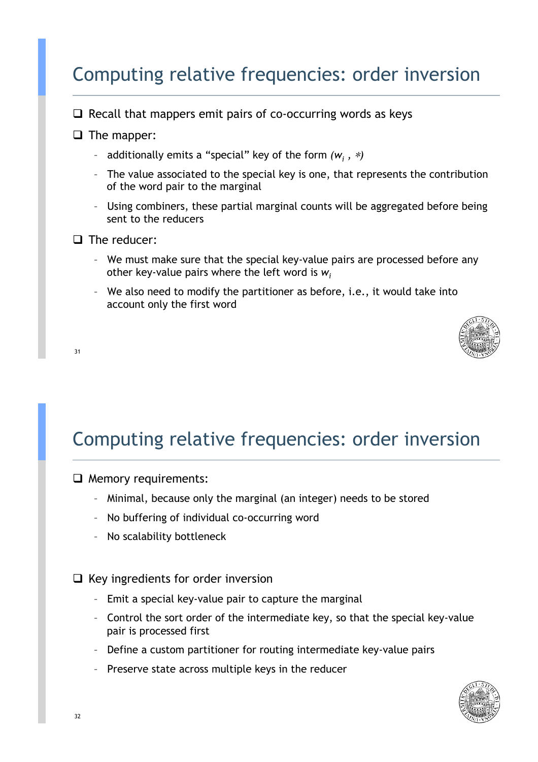# Computing relative frequencies: order inversion

- Recall that mappers emit pairs of co-occurring words as keys
- The mapper:
  - additionally emits a "special" key of the form $(w_i, *)$
  - The value associated to the special key is one, that represents the contribution of the word pair to the marginal
  - Using combiners, these partial marginal counts will be aggregated before being sent to the reducers
- The reducer:
  - We must make sure that the special key-value pairs are processed before any other key-value pairs where the left word is $w_i$
  - We also need to modify the partitioner as before, i.e., it would take into account only the first word

# Computing relative frequencies: order inversion

- Memory requirements:
  - Minimal, because only the marginal (an integer) needs to be stored
  - No buffering of individual co-occurring word
  - No scalability bottleneck

- Key ingredients for order inversion
  - Emit a special key-value pair to capture the marginal
  - Control the sort order of the intermediate key, so that the special key-value pair is processed first
  - Define a custom partitioner for routing intermediate key-value pairs
  - Preserve state across multiple keys in the reducer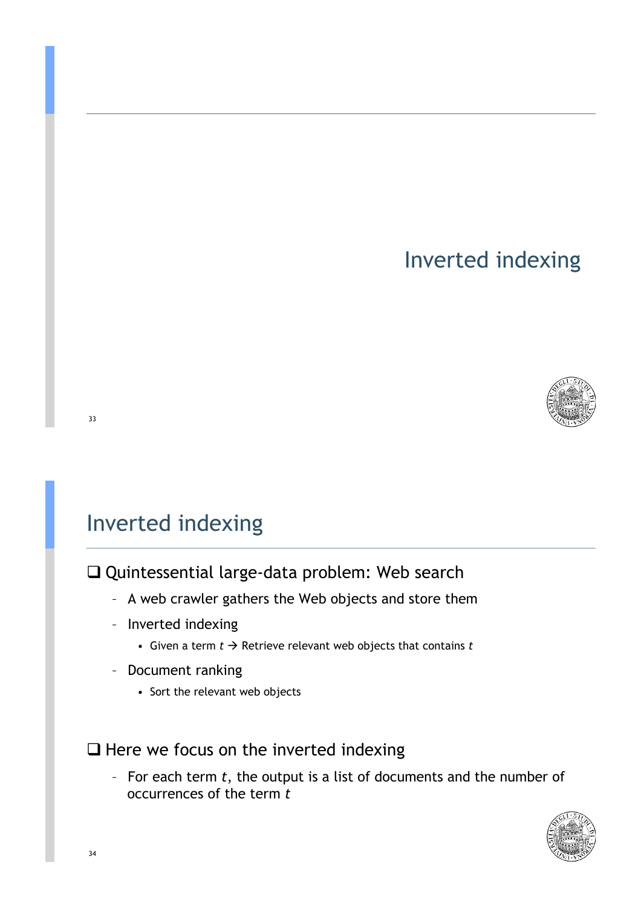# Inverted indexing

## Inverted indexing

- Quintessential large-data problem: Web search
  - A web crawler gathers the Web objects and store them
  - Inverted indexing
    - Given a term $t$ → Retrieve relevant web objects that contains $t$
  - Document ranking
    - Sort the relevant web objects

- Here we focus on the inverted indexing
  - For each term $t$, the output is a list of documents and the number of occurrences of the term $t$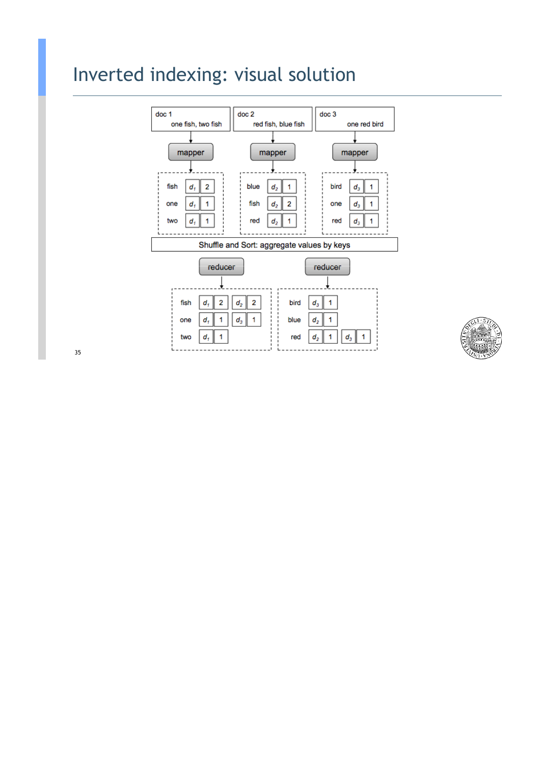# Inverted indexing: visual solution

doc 1
one fish, two fish

doc 2
red fish, blue fish

doc 3
one red bird

mapper

mapper

mapper

fish $d_1$ 2
one $d_1$ 1
two $d_1$ 1

blue $d_2$ 1
fish $d_2$ 2
red $d_2$ 1

bird $d_3$ 1
one $d_3$ 1
red $d_3$ 1

Shuffle and Sort: aggregate values by keys

reducer

reducer

fish $d_1$ 2 $d_2$ 2
one $d_1$ 1 $d_3$ 1
two $d_1$ 1

bird $d_3$ 1
blue $d_2$ 1
red $d_2$ 1 $d_3$ 1